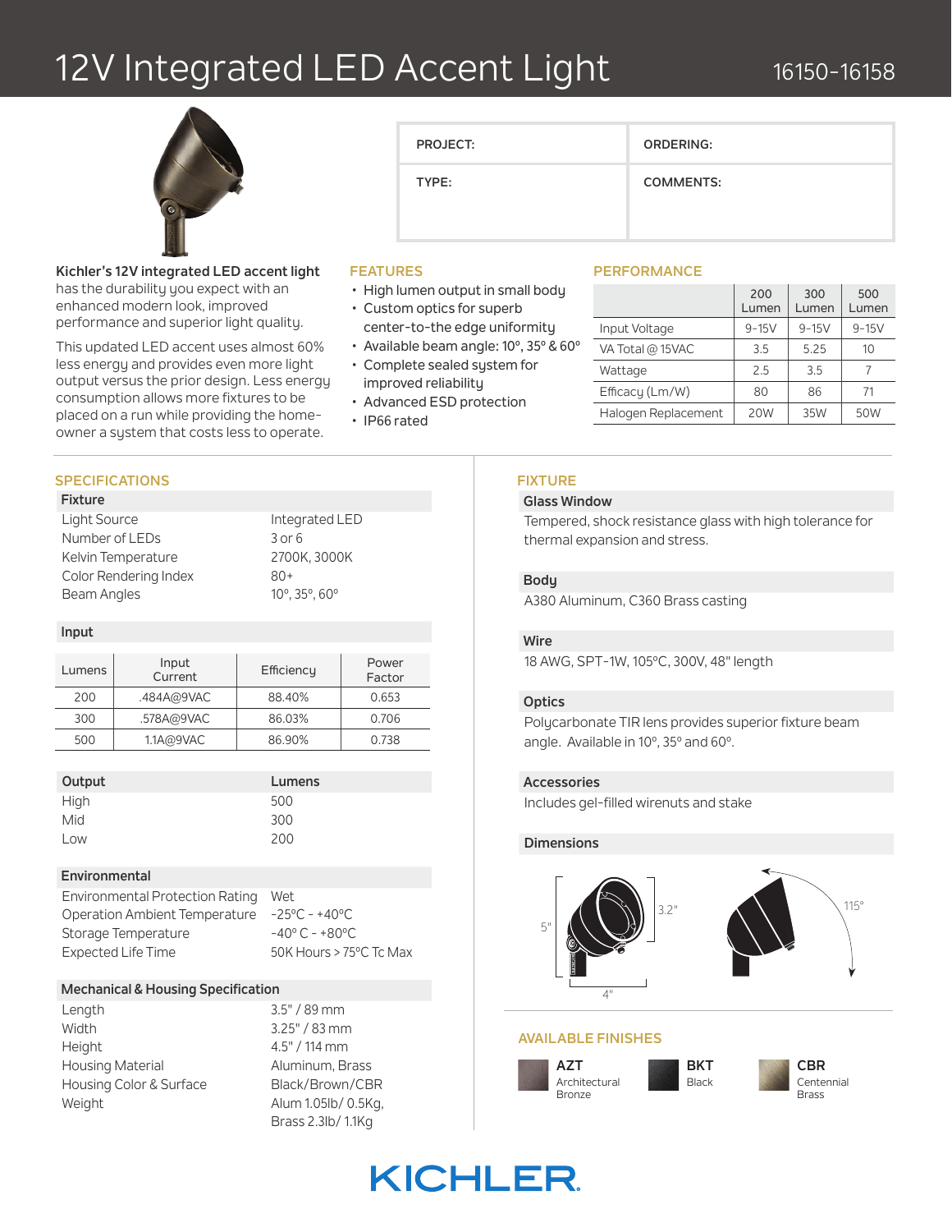# 12V Integrated LED Accent Light

16150-16158

| PROJECT: | ORDERING: |
|---|---|
| TYPE: | COMMENTS: |

**Kichler's 12V integrated LED accent light** has the durability you expect with an enhanced modern look, improved performance and superior light quality.

This updated LED accent uses almost 60% less energy and provides even more light output versus the prior design. Less energy consumption allows more fixtures to be placed on a run while providing the home-owner a system that costs less to operate.

## FEATURES

- High lumen output in small body
- Custom optics for superb center-to-the edge uniformity
- Available beam angle: 10°, 35° & 60°
- Complete sealed system for improved reliability
- Advanced ESD protection
- IP66 rated

## PERFORMANCE

| | 200 Lumen | 300 Lumen | 500 Lumen |
|---|---|---|---|
| Input Voltage | 9-15V | 9-15V | 9-15V |
| VA Total @ 15VAC | 3.5 | 5.25 | 10 |
| Wattage | 2.5 | 3.5 | 7 |
| Efficacy (Lm/W) | 80 | 86 | 71 |
| Halogen Replacement | 20W | 35W | 50W |

## SPECIFICATIONS

### Fixture

| | |
|---|---|
| Light Source | Integrated LED |
| Number of LEDs | 3 or 6 |
| Kelvin Temperature | 2700K, 3000K |
| Color Rendering Index | 80+ |
| Beam Angles | 10°, 35°, 60° |

### Input

| Lumens | Input Current | Efficiency | Power Factor |
|---|---|---|---|
| 200 | .484A@9VAC | 88.40% | 0.653 |
| 300 | .578A@9VAC | 86.03% | 0.706 |
| 500 | 1.1A@9VAC | 86.90% | 0.738 |

| Output | Lumens |
|---|---|
| High | 500 |
| Mid | 300 |
| Low | 200 |

### Environmental

| | |
|---|---|
| Environmental Protection Rating | Wet |
| Operation Ambient Temperature | -25°C - +40°C |
| Storage Temperature | -40° C - +80°C |
| Expected Life Time | 50K Hours > 75°C Tc Max |

### Mechanical & Housing Specification

| | |
|---|---|
| Length | 3.5" / 89 mm |
| Width | 3.25" / 83 mm |
| Height | 4.5" / 114 mm |
| Housing Material | Aluminum, Brass |
| Housing Color & Surface | Black/Brown/CBR |
| Weight | Alum 1.05lb/ 0.5Kg, Brass 2.3lb/ 1.1Kg |

## FIXTURE

### Glass Window

Tempered, shock resistance glass with high tolerance for thermal expansion and stress.

### Body

A380 Aluminum, C360 Brass casting

### Wire

18 AWG, SPT-1W, 105°C, 300V, 48" length

### Optics

Polycarbonate TIR lens provides superior fixture beam angle. Available in 10°, 35° and 60°.

### Accessories

Includes gel-filled wirenuts and stake

### Dimensions

5" | 3.2" | 4" | 115°

## AVAILABLE FINISHES

- **AZT** Architectural Bronze
- **BKT** Black
- **CBR** Centennial Brass

KICHLER.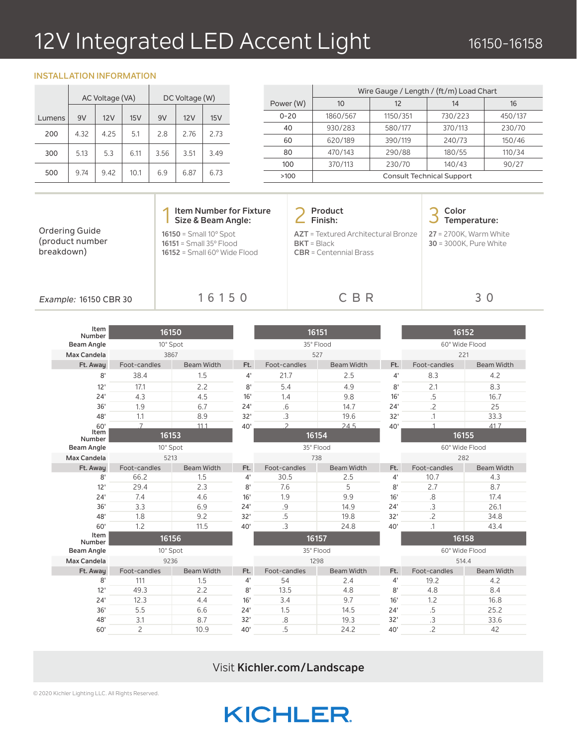# 12V Integrated LED Accent Light

16150-16158

## INSTALLATION INFORMATION

| Lumens | AC Voltage (VA) | | | DC Voltage (W) | | |
|---|---|---|---|---|---|---|
| | 9V | 12V | 15V | 9V | 12V | 15V |
| 200 | 4.32 | 4.25 | 5.1 | 2.8 | 2.76 | 2.73 |
| 300 | 5.13 | 5.3 | 6.11 | 3.56 | 3.51 | 3.49 |
| 500 | 9.74 | 9.42 | 10.1 | 6.9 | 6.87 | 6.73 |

| Power (W) | Wire Gauge / Length / (ft/m) Load Chart | | | |
|---|---|---|---|---|
| | 10 | 12 | 14 | 16 |
| 0-20 | 1860/567 | 1150/351 | 730/223 | 450/137 |
| 40 | 930/283 | 580/177 | 370/113 | 230/70 |
| 60 | 620/189 | 390/119 | 240/73 | 150/46 |
| 80 | 470/143 | 290/88 | 180/55 | 110/34 |
| 100 | 370/113 | 230/70 | 140/43 | 90/27 |
| >100 | Consult Technical Support | | | |

| Ordering Guide (product number breakdown) | 1 Item Number for Fixture Size & Beam Angle: | 2 Product Finish: | 3 Color Temperature: |
|---|---|---|---|
| | **16150** = Small 10° Spot<br>**16151** = Small 35° Flood<br>**16152** = Small 60° Wide Flood | **AZT** = Textured Architectural Bronze<br>**BKT** = Black<br>**CBR** = Centennial Brass | **27** = 2700K, Warm White<br>**30** = 3000K, Pure White |
| *Example:* 16150 CBR 30 | 16150 | CBR | 30 |

| Item Number | 16150 | | Ft. | 16151 | | Ft. | 16152 | |
|---|---|---|---|---|---|---|---|---|
| Beam Angle | 10° Spot | | | 35° Flood | | | 60° Wide Flood | |
| Max Candela | 3867 | | | 527 | | | 221 | |
| Ft. Away | Foot-candles | Beam Width | Ft. | Foot-candles | Beam Width | Ft. | Foot-candles | Beam Width |
| 8' | 38.4 | 1.5 | 4' | 21.7 | 2.5 | 4' | 8.3 | 4.2 |
| 12' | 17.1 | 2.2 | 8' | 5.4 | 4.9 | 8' | 2.1 | 8.3 |
| 24' | 4.3 | 4.5 | 16' | 1.4 | 9.8 | 16' | .5 | 16.7 |
| 36' | 1.9 | 6.7 | 24' | .6 | 14.7 | 24' | .2 | 25 |
| 48' | 1.1 | 8.9 | 32' | .3 | 19.6 | 32' | .1 | 33.3 |
| 60' | .7 | 11.1 | 40' | .2 | 24.5 | 40' | .1 | 41.7 |

| Item Number | 16153 | | Ft. | 16154 | | Ft. | 16155 | |
|---|---|---|---|---|---|---|---|---|
| Beam Angle | 10° Spot | | | 35° Flood | | | 60° Wide Flood | |
| Max Candela | 5213 | | | 738 | | | 282 | |
| Ft. Away | Foot-candles | Beam Width | Ft. | Foot-candles | Beam Width | Ft. | Foot-candles | Beam Width |
| 8' | 66.2 | 1.5 | 4' | 30.5 | 2.5 | 4' | 10.7 | 4.3 |
| 12' | 29.4 | 2.3 | 8' | 7.6 | 5 | 8' | 2.7 | 8.7 |
| 24' | 7.4 | 4.6 | 16' | 1.9 | 9.9 | 16' | .8 | 17.4 |
| 36' | 3.3 | 6.9 | 24' | .9 | 14.9 | 24' | .3 | 26.1 |
| 48' | 1.8 | 9.2 | 32' | .5 | 19.8 | 32' | .2 | 34.8 |
| 60' | 1.2 | 11.5 | 40' | .3 | 24.8 | 40' | .1 | 43.4 |

| Item Number | 16156 | | Ft. | 16157 | | Ft. | 16158 | |
|---|---|---|---|---|---|---|---|---|
| Beam Angle | 10° Spot | | | 35° Flood | | | 60° Wide Flood | |
| Max Candela | 9236 | | | 1298 | | | 514.4 | |
| Ft. Away | Foot-candles | Beam Width | Ft. | Foot-candles | Beam Width | Ft. | Foot-candles | Beam Width |
| 8' | 111 | 1.5 | 4' | 54 | 2.4 | 4' | 19.2 | 4.2 |
| 12' | 49.3 | 2.2 | 8' | 13.5 | 4.8 | 8' | 4.8 | 8.4 |
| 24' | 12.3 | 4.4 | 16' | 3.4 | 9.7 | 16' | 1.2 | 16.8 |
| 36' | 5.5 | 6.6 | 24' | 1.5 | 14.5 | 24' | .5 | 25.2 |
| 48' | 3.1 | 8.7 | 32' | .8 | 19.3 | 32' | .3 | 33.6 |
| 60' | 2 | 10.9 | 40' | .5 | 24.2 | 40' | .2 | 42 |

Visit **Kichler.com/Landscape**

© 2020 Kichler Lighting LLC. All Rights Reserved.

KICHLER.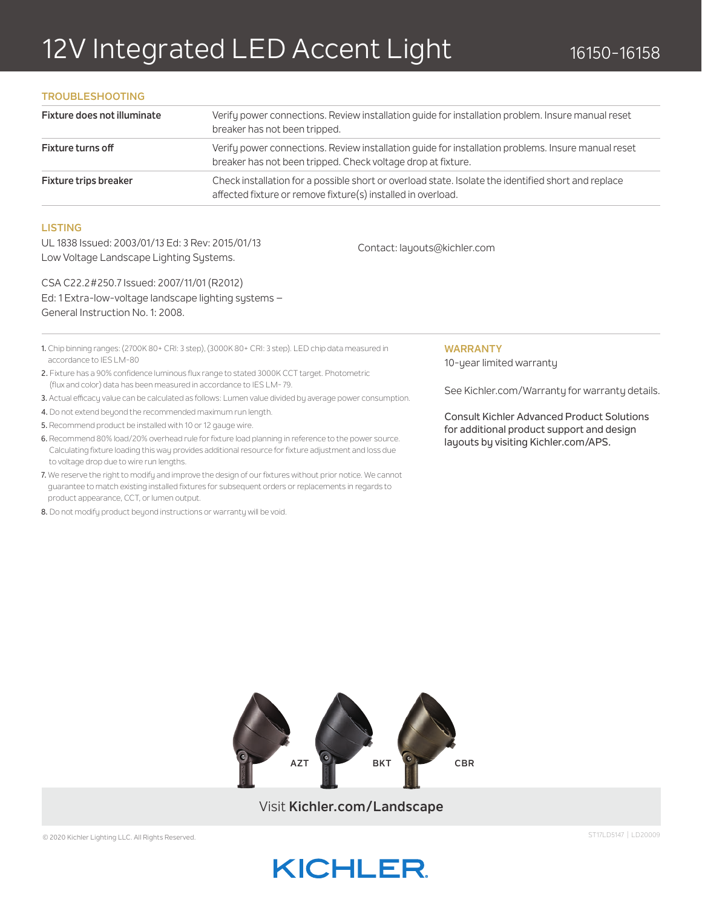# 12V Integrated LED Accent Light

16150-16158

## TROUBLESHOOTING

| | |
|---|---|
| **Fixture does not illuminate** | Verify power connections. Review installation guide for installation problem. Insure manual reset breaker has not been tripped. |
| **Fixture turns off** | Verify power connections. Review installation guide for installation problems. Insure manual reset breaker has not been tripped. Check voltage drop at fixture. |
| **Fixture trips breaker** | Check installation for a possible short or overload state. Isolate the identified short and replace affected fixture or remove fixture(s) installed in overload. |

## LISTING

UL 1838 Issued: 2003/01/13 Ed: 3 Rev: 2015/01/13
Low Voltage Landscape Lighting Systems.

CSA C22.2#250.7 Issued: 2007/11/01 (R2012)
Ed: 1 Extra-low-voltage landscape lighting systems – General Instruction No. 1: 2008.

Contact: layouts@kichler.com

1. Chip binning ranges: (2700K 80+ CRI: 3 step), (3000K 80+ CRI: 3 step). LED chip data measured in accordance to IES LM-80
2. Fixture has a 90% confidence luminous flux range to stated 3000K CCT target. Photometric (flux and color) data has been measured in accordance to IES LM- 79.
3. Actual efficacy value can be calculated as follows: Lumen value divided by average power consumption.
4. Do not extend beyond the recommended maximum run length.
5. Recommend product be installed with 10 or 12 gauge wire.
6. Recommend 80% load/20% overhead rule for fixture load planning in reference to the power source. Calculating fixture loading this way provides additional resource for fixture adjustment and loss due to voltage drop due to wire run lengths.
7. We reserve the right to modify and improve the design of our fixtures without prior notice. We cannot guarantee to match existing installed fixtures for subsequent orders or replacements in regards to product appearance, CCT, or lumen output.
8. Do not modify product beyond instructions or warranty will be void.

## WARRANTY

10-year limited warranty

See Kichler.com/Warranty for warranty details.

Consult Kichler Advanced Product Solutions for additional product support and design layouts by visiting Kichler.com/APS.

AZT BKT CBR

Visit **Kichler.com/Landscape**

© 2020 Kichler Lighting LLC. All Rights Reserved.

ST17LD5147 | LD20009

KICHLER